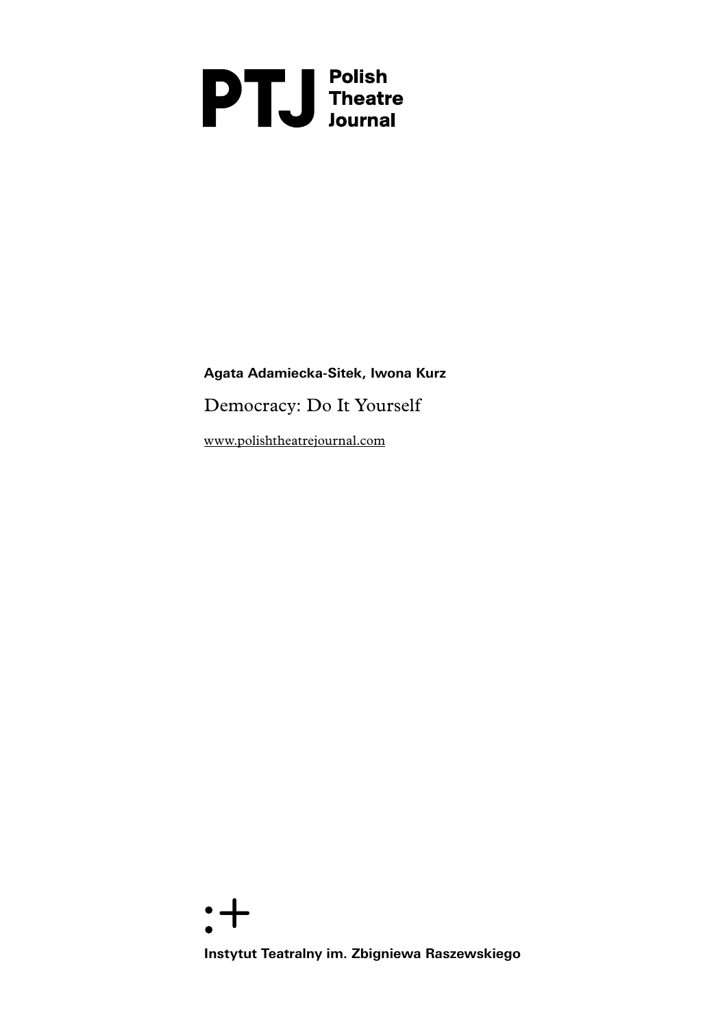**PTJ** Polish Theatre Journal

**Agata Adamiecka-Sitek, Iwona Kurz**

# Democracy: Do It Yourself

www.polishtheatrejournal.com

**Instytut Teatralny im. Zbigniewa Raszewskiego**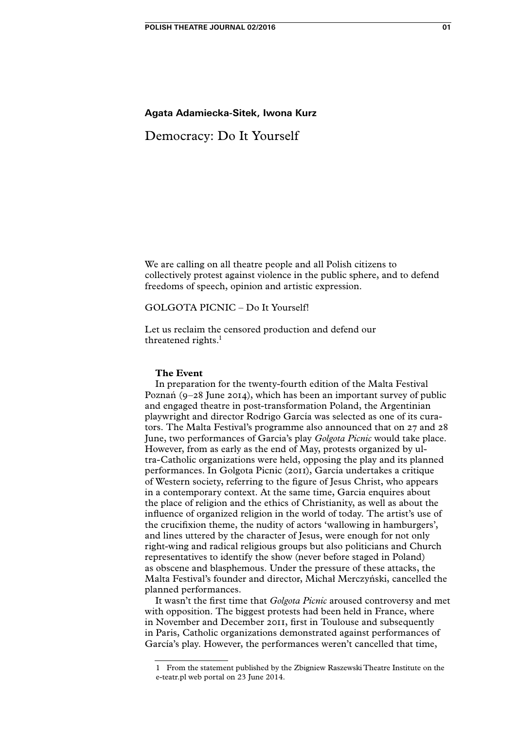**Agata Adamiecka-Sitek, Iwona Kurz**

# Democracy: Do It Yourself

We are calling on all theatre people and all Polish citizens to collectively protest against violence in the public sphere, and to defend freedoms of speech, opinion and artistic expression.

GOLGOTA PICNIC – Do It Yourself!

Let us reclaim the censored production and defend our threatened rights.[1]

## The Event

In preparation for the twenty-fourth edition of the Malta Festival Poznań (9–28 June 2014), which has been an important survey of public and engaged theatre in post-transformation Poland, the Argentinian playwright and director Rodrigo García was selected as one of its curators. The Malta Festival's programme also announced that on 27 and 28 June, two performances of Garcia's play *Golgota Picnic* would take place. However, from as early as the end of May, protests organized by ultra-Catholic organizations were held, opposing the play and its planned performances. In Golgota Picnic (2011), García undertakes a critique of Western society, referring to the figure of Jesus Christ, who appears in a contemporary context. At the same time, Garcia enquires about the place of religion and the ethics of Christianity, as well as about the influence of organized religion in the world of today. The artist's use of the crucifixion theme, the nudity of actors 'wallowing in hamburgers', and lines uttered by the character of Jesus, were enough for not only right-wing and radical religious groups but also politicians and Church representatives to identify the show (never before staged in Poland) as obscene and blasphemous. Under the pressure of these attacks, the Malta Festival's founder and director, Michał Merczyński, cancelled the planned performances.

It wasn't the first time that *Golgota Picnic* aroused controversy and met with opposition. The biggest protests had been held in France, where in November and December 2011, first in Toulouse and subsequently in Paris, Catholic organizations demonstrated against performances of García's play. However, the performances weren't cancelled that time,

---

1 From the statement published by the Zbigniew Raszewski Theatre Institute on the e-teatr.pl web portal on 23 June 2014.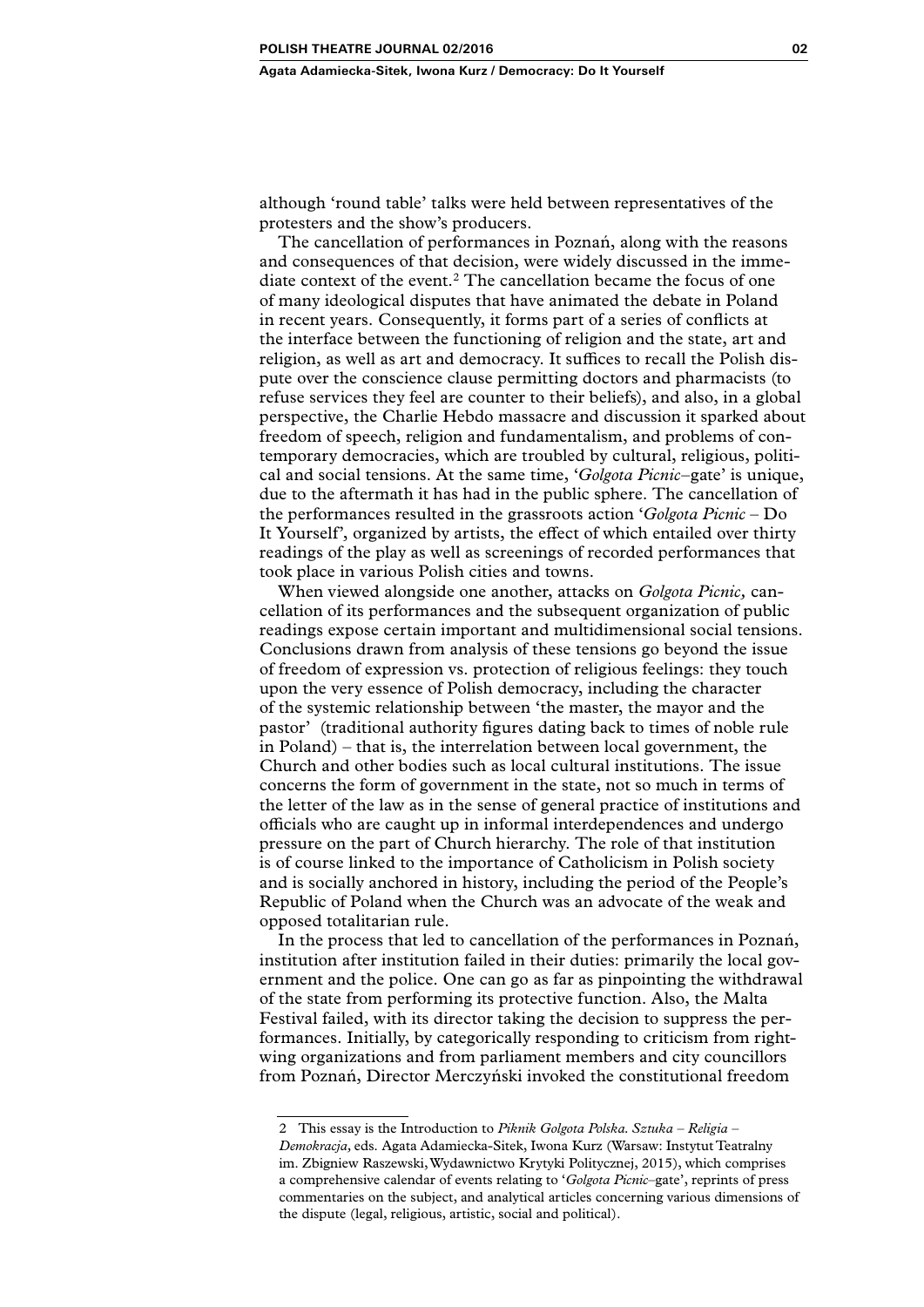although 'round table' talks were held between representatives of the protesters and the show's producers.

The cancellation of performances in Poznań, along with the reasons and consequences of that decision, were widely discussed in the immediate context of the event.[2] The cancellation became the focus of one of many ideological disputes that have animated the debate in Poland in recent years. Consequently, it forms part of a series of conflicts at the interface between the functioning of religion and the state, art and religion, as well as art and democracy. It suffices to recall the Polish dispute over the conscience clause permitting doctors and pharmacists (to refuse services they feel are counter to their beliefs), and also, in a global perspective, the Charlie Hebdo massacre and discussion it sparked about freedom of speech, religion and fundamentalism, and problems of contemporary democracies, which are troubled by cultural, religious, political and social tensions. At the same time, '*Golgota Picnic*–gate' is unique, due to the aftermath it has had in the public sphere. The cancellation of the performances resulted in the grassroots action '*Golgota Picnic* – Do It Yourself', organized by artists, the effect of which entailed over thirty readings of the play as well as screenings of recorded performances that took place in various Polish cities and towns.

When viewed alongside one another, attacks on *Golgota Picnic*, cancellation of its performances and the subsequent organization of public readings expose certain important and multidimensional social tensions. Conclusions drawn from analysis of these tensions go beyond the issue of freedom of expression vs. protection of religious feelings: they touch upon the very essence of Polish democracy, including the character of the systemic relationship between 'the master, the mayor and the pastor' (traditional authority figures dating back to times of noble rule in Poland) – that is, the interrelation between local government, the Church and other bodies such as local cultural institutions. The issue concerns the form of government in the state, not so much in terms of the letter of the law as in the sense of general practice of institutions and officials who are caught up in informal interdependences and undergo pressure on the part of Church hierarchy. The role of that institution is of course linked to the importance of Catholicism in Polish society and is socially anchored in history, including the period of the People's Republic of Poland when the Church was an advocate of the weak and opposed totalitarian rule.

In the process that led to cancellation of the performances in Poznań, institution after institution failed in their duties: primarily the local government and the police. One can go as far as pinpointing the withdrawal of the state from performing its protective function. Also, the Malta Festival failed, with its director taking the decision to suppress the performances. Initially, by categorically responding to criticism from right-wing organizations and from parliament members and city councillors from Poznań, Director Merczyński invoked the constitutional freedom

---

2 This essay is the Introduction to *Piknik Golgota Polska. Sztuka – Religia – Demokracja*, eds. Agata Adamiecka-Sitek, Iwona Kurz (Warsaw: Instytut Teatralny im. Zbigniew Raszewski, Wydawnictwo Krytyki Politycznej, 2015), which comprises a comprehensive calendar of events relating to '*Golgota Picnic*–gate', reprints of press commentaries on the subject, and analytical articles concerning various dimensions of the dispute (legal, religious, artistic, social and political).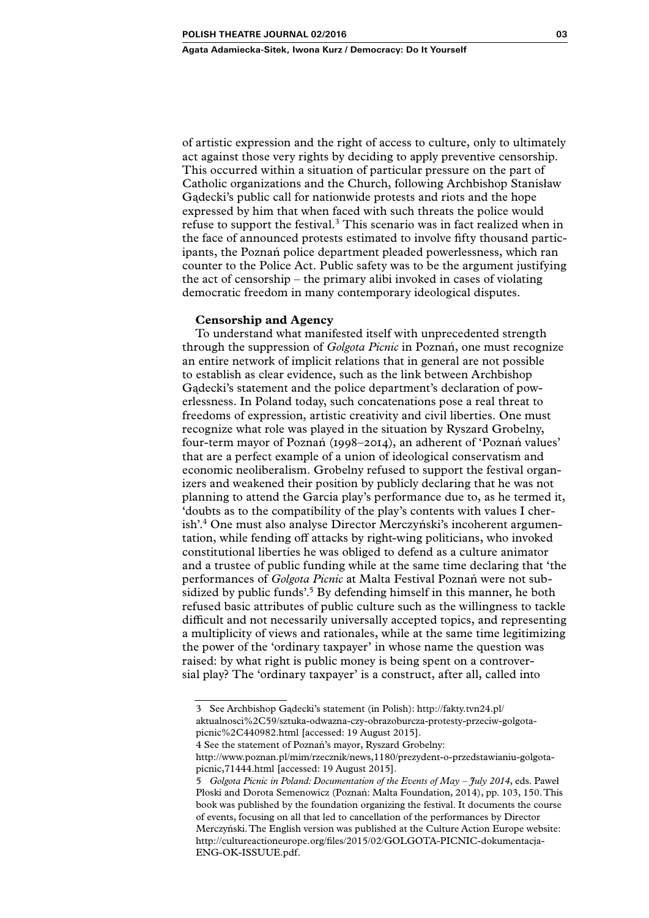of artistic expression and the right of access to culture, only to ultimately act against those very rights by deciding to apply preventive censorship. This occurred within a situation of particular pressure on the part of Catholic organizations and the Church, following Archbishop Stanisław Gądecki's public call for nationwide protests and riots and the hope expressed by him that when faced with such threats the police would refuse to support the festival.[3] This scenario was in fact realized when in the face of announced protests estimated to involve fifty thousand participants, the Poznań police department pleaded powerlessness, which ran counter to the Police Act. Public safety was to be the argument justifying the act of censorship – the primary alibi invoked in cases of violating democratic freedom in many contemporary ideological disputes.

**Censorship and Agency**

To understand what manifested itself with unprecedented strength through the suppression of *Golgota Picnic* in Poznań, one must recognize an entire network of implicit relations that in general are not possible to establish as clear evidence, such as the link between Archbishop Gądecki's statement and the police department's declaration of powerlessness. In Poland today, such concatenations pose a real threat to freedoms of expression, artistic creativity and civil liberties. One must recognize what role was played in the situation by Ryszard Grobelny, four-term mayor of Poznań (1998–2014), an adherent of 'Poznań values' that are a perfect example of a union of ideological conservatism and economic neoliberalism. Grobelny refused to support the festival organizers and weakened their position by publicly declaring that he was not planning to attend the Garcia play's performance due to, as he termed it, 'doubts as to the compatibility of the play's contents with values I cherish'.[4] One must also analyse Director Merczyński's incoherent argumentation, while fending off attacks by right-wing politicians, who invoked constitutional liberties he was obliged to defend as a culture animator and a trustee of public funding while at the same time declaring that 'the performances of *Golgota Picnic* at Malta Festival Poznań were not subsidized by public funds'.[5] By defending himself in this manner, he both refused basic attributes of public culture such as the willingness to tackle difficult and not necessarily universally accepted topics, and representing a multiplicity of views and rationales, while at the same time legitimizing the power of the 'ordinary taxpayer' in whose name the question was raised: by what right is public money is being spent on a controversial play? The 'ordinary taxpayer' is a construct, after all, called into

---

3 See Archbishop Gądecki's statement (in Polish): http://fakty.tvn24.pl/aktualnosci%2C59/sztuka-odwazna-czy-obrazoburcza-protesty-przeciw-golgota-picnic%2C440982.html [accessed: 19 August 2015].

4 See the statement of Poznań's mayor, Ryszard Grobelny: http://www.poznan.pl/mim/rzecznik/news,1180/prezydent-o-przedstawianiu-golgota-picnic,71444.html [accessed: 19 August 2015].

5 *Golgota Picnic in Poland: Documentation of the Events of May – July 2014*, eds. Paweł Płoski and Dorota Semenowicz (Poznań: Malta Foundation, 2014), pp. 103, 150. This book was published by the foundation organizing the festival. It documents the course of events, focusing on all that led to cancellation of the performances by Director Merczyński. The English version was published at the Culture Action Europe website: http://cultureactioneurope.org/files/2015/02/GOLGOTA-PICNIC-dokumentacja-ENG-OK-ISSUUE.pdf.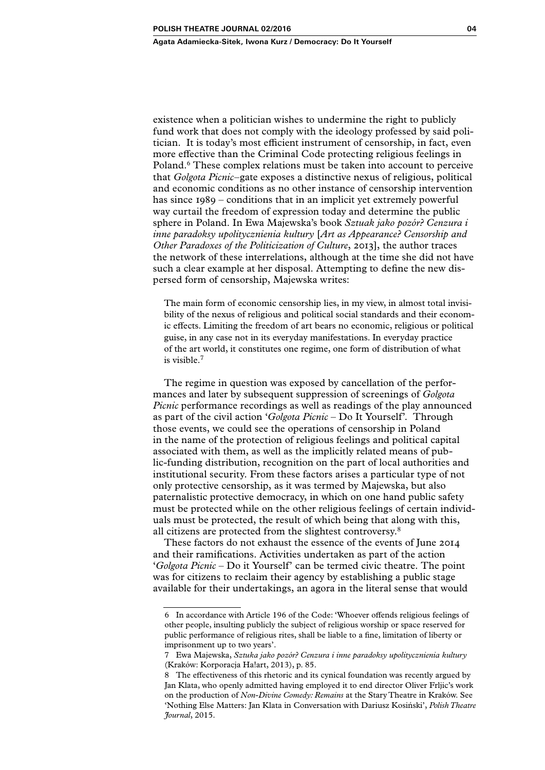existence when a politician wishes to undermine the right to publicly fund work that does not comply with the ideology professed by said politician. It is today's most efficient instrument of censorship, in fact, even more effective than the Criminal Code protecting religious feelings in Poland.[6] These complex relations must be taken into account to perceive that *Golgota Picnic*–gate exposes a distinctive nexus of religious, political and economic conditions as no other instance of censorship intervention has since 1989 – conditions that in an implicit yet extremely powerful way curtail the freedom of expression today and determine the public sphere in Poland. In Ewa Majewska's book *Sztuak jako pozór? Cenzura i inne paradoksy upolitycznienia kultury* [*Art as Appearance? Censorship and Other Paradoxes of the Politicization of Culture*, 2013], the author traces the network of these interrelations, although at the time she did not have such a clear example at her disposal. Attempting to define the new dispersed form of censorship, Majewska writes:

> The main form of economic censorship lies, in my view, in almost total invisibility of the nexus of religious and political social standards and their economic effects. Limiting the freedom of art bears no economic, religious or political guise, in any case not in its everyday manifestations. In everyday practice of the art world, it constitutes one regime, one form of distribution of what is visible.[7]

The regime in question was exposed by cancellation of the performances and later by subsequent suppression of screenings of *Golgota Picnic* performance recordings as well as readings of the play announced as part of the civil action '*Golgota Picnic* – Do It Yourself'. Through those events, we could see the operations of censorship in Poland in the name of the protection of religious feelings and political capital associated with them, as well as the implicitly related means of public-funding distribution, recognition on the part of local authorities and institutional security. From these factors arises a particular type of not only protective censorship, as it was termed by Majewska, but also paternalistic protective democracy, in which on one hand public safety must be protected while on the other religious feelings of certain individuals must be protected, the result of which being that along with this, all citizens are protected from the slightest controversy.[8]

These factors do not exhaust the essence of the events of June 2014 and their ramifications. Activities undertaken as part of the action '*Golgota Picnic* – Do it Yourself' can be termed civic theatre. The point was for citizens to reclaim their agency by establishing a public stage available for their undertakings, an agora in the literal sense that would

---

6 In accordance with Article 196 of the Code: 'Whoever offends religious feelings of other people, insulting publicly the subject of religious worship or space reserved for public performance of religious rites, shall be liable to a fine, limitation of liberty or imprisonment up to two years'.

7 Ewa Majewska, *Sztuka jako pozór? Cenzura i inne paradoksy upolitycznienia kultury* (Kraków: Korporacja Ha!art, 2013), p. 85.

8 The effectiveness of this rhetoric and its cynical foundation was recently argued by Jan Klata, who openly admitted having employed it to end director Oliver Frljic's work on the production of *Non-Divine Comedy: Remains* at the Stary Theatre in Kraków. See 'Nothing Else Matters: Jan Klata in Conversation with Dariusz Kosiński', *Polish Theatre Journal*, 2015.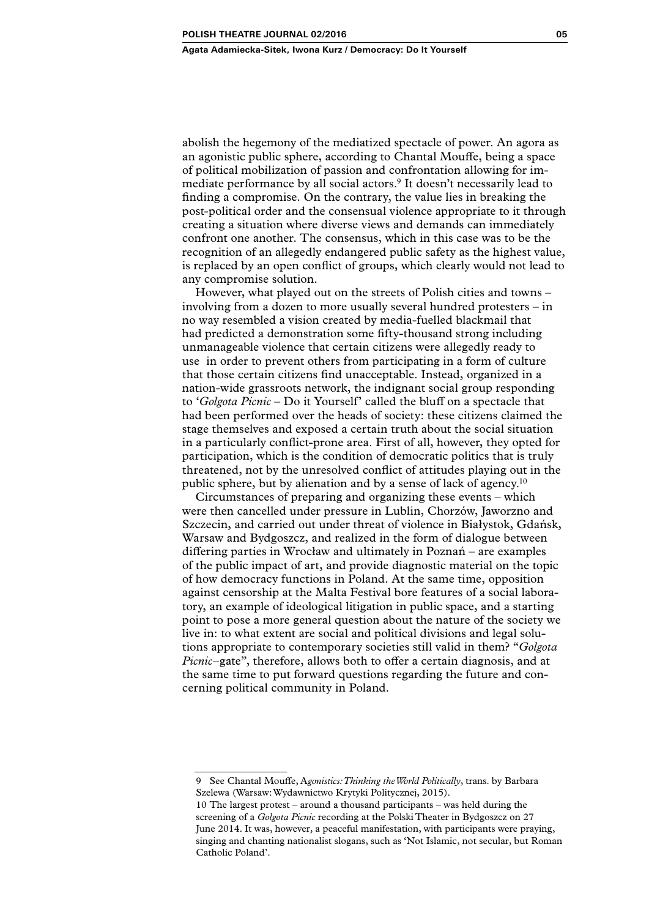abolish the hegemony of the mediatized spectacle of power. An agora as an agonistic public sphere, according to Chantal Mouffe, being a space of political mobilization of passion and confrontation allowing for immediate performance by all social actors.[9] It doesn't necessarily lead to finding a compromise. On the contrary, the value lies in breaking the post-political order and the consensual violence appropriate to it through creating a situation where diverse views and demands can immediately confront one another. The consensus, which in this case was to be the recognition of an allegedly endangered public safety as the highest value, is replaced by an open conflict of groups, which clearly would not lead to any compromise solution.

However, what played out on the streets of Polish cities and towns – involving from a dozen to more usually several hundred protesters – in no way resembled a vision created by media-fuelled blackmail that had predicted a demonstration some fifty-thousand strong including unmanageable violence that certain citizens were allegedly ready to use in order to prevent others from participating in a form of culture that those certain citizens find unacceptable. Instead, organized in a nation-wide grassroots network, the indignant social group responding to '*Golgota Picnic* – Do it Yourself' called the bluff on a spectacle that had been performed over the heads of society: these citizens claimed the stage themselves and exposed a certain truth about the social situation in a particularly conflict-prone area. First of all, however, they opted for participation, which is the condition of democratic politics that is truly threatened, not by the unresolved conflict of attitudes playing out in the public sphere, but by alienation and by a sense of lack of agency.[10]

Circumstances of preparing and organizing these events – which were then cancelled under pressure in Lublin, Chorzów, Jaworzno and Szczecin, and carried out under threat of violence in Białystok, Gdańsk, Warsaw and Bydgoszcz, and realized in the form of dialogue between differing parties in Wrocław and ultimately in Poznań – are examples of the public impact of art, and provide diagnostic material on the topic of how democracy functions in Poland. At the same time, opposition against censorship at the Malta Festival bore features of a social laboratory, an example of ideological litigation in public space, and a starting point to pose a more general question about the nature of the society we live in: to what extent are social and political divisions and legal solutions appropriate to contemporary societies still valid in them? "*Golgota Picnic*–gate", therefore, allows both to offer a certain diagnosis, and at the same time to put forward questions regarding the future and concerning political community in Poland.

---

9 See Chantal Mouffe, A*gonistics: Thinking the World Politically*, trans. by Barbara Szelewa (Warsaw: Wydawnictwo Krytyki Politycznej, 2015).

10 The largest protest – around a thousand participants – was held during the screening of a *Golgota Picnic* recording at the Polski Theater in Bydgoszcz on 27 June 2014. It was, however, a peaceful manifestation, with participants were praying, singing and chanting nationalist slogans, such as 'Not Islamic, not secular, but Roman Catholic Poland'.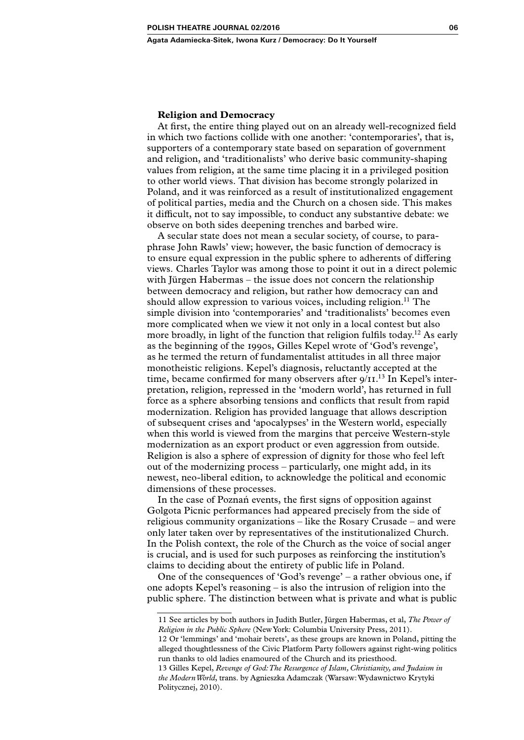### Religion and Democracy

At first, the entire thing played out on an already well-recognized field in which two factions collide with one another: 'contemporaries', that is, supporters of a contemporary state based on separation of government and religion, and 'traditionalists' who derive basic community-shaping values from religion, at the same time placing it in a privileged position to other world views. That division has become strongly polarized in Poland, and it was reinforced as a result of institutionalized engagement of political parties, media and the Church on a chosen side. This makes it difficult, not to say impossible, to conduct any substantive debate: we observe on both sides deepening trenches and barbed wire.

A secular state does not mean a secular society, of course, to paraphrase John Rawls' view; however, the basic function of democracy is to ensure equal expression in the public sphere to adherents of differing views. Charles Taylor was among those to point it out in a direct polemic with Jürgen Habermas – the issue does not concern the relationship between democracy and religion, but rather how democracy can and should allow expression to various voices, including religion.[11] The simple division into 'contemporaries' and 'traditionalists' becomes even more complicated when we view it not only in a local contest but also more broadly, in light of the function that religion fulfils today.[12] As early as the beginning of the 1990s, Gilles Kepel wrote of 'God's revenge', as he termed the return of fundamentalist attitudes in all three major monotheistic religions. Kepel's diagnosis, reluctantly accepted at the time, became confirmed for many observers after 9/11.[13] In Kepel's interpretation, religion, repressed in the 'modern world', has returned in full force as a sphere absorbing tensions and conflicts that result from rapid modernization. Religion has provided language that allows description of subsequent crises and 'apocalypses' in the Western world, especially when this world is viewed from the margins that perceive Western-style modernization as an export product or even aggression from outside. Religion is also a sphere of expression of dignity for those who feel left out of the modernizing process – particularly, one might add, in its newest, neo-liberal edition, to acknowledge the political and economic dimensions of these processes.

In the case of Poznań events, the first signs of opposition against Golgota Picnic performances had appeared precisely from the side of religious community organizations – like the Rosary Crusade – and were only later taken over by representatives of the institutionalized Church. In the Polish context, the role of the Church as the voice of social anger is crucial, and is used for such purposes as reinforcing the institution's claims to deciding about the entirety of public life in Poland.

One of the consequences of 'God's revenge' – a rather obvious one, if one adopts Kepel's reasoning – is also the intrusion of religion into the public sphere. The distinction between what is private and what is public

---

11 See articles by both authors in Judith Butler, Jürgen Habermas, et al, *The Power of Religion in the Public Sphere* (New York: Columbia University Press, 2011).

12 Or 'lemmings' and 'mohair berets', as these groups are known in Poland, pitting the alleged thoughtlessness of the Civic Platform Party followers against right-wing politics run thanks to old ladies enamoured of the Church and its priesthood.

13 Gilles Kepel, *Revenge of God: The Resurgence of Islam, Christianity, and Judaism in the Modern World*, trans. by Agnieszka Adamczak (Warsaw: Wydawnictwo Krytyki Politycznej, 2010).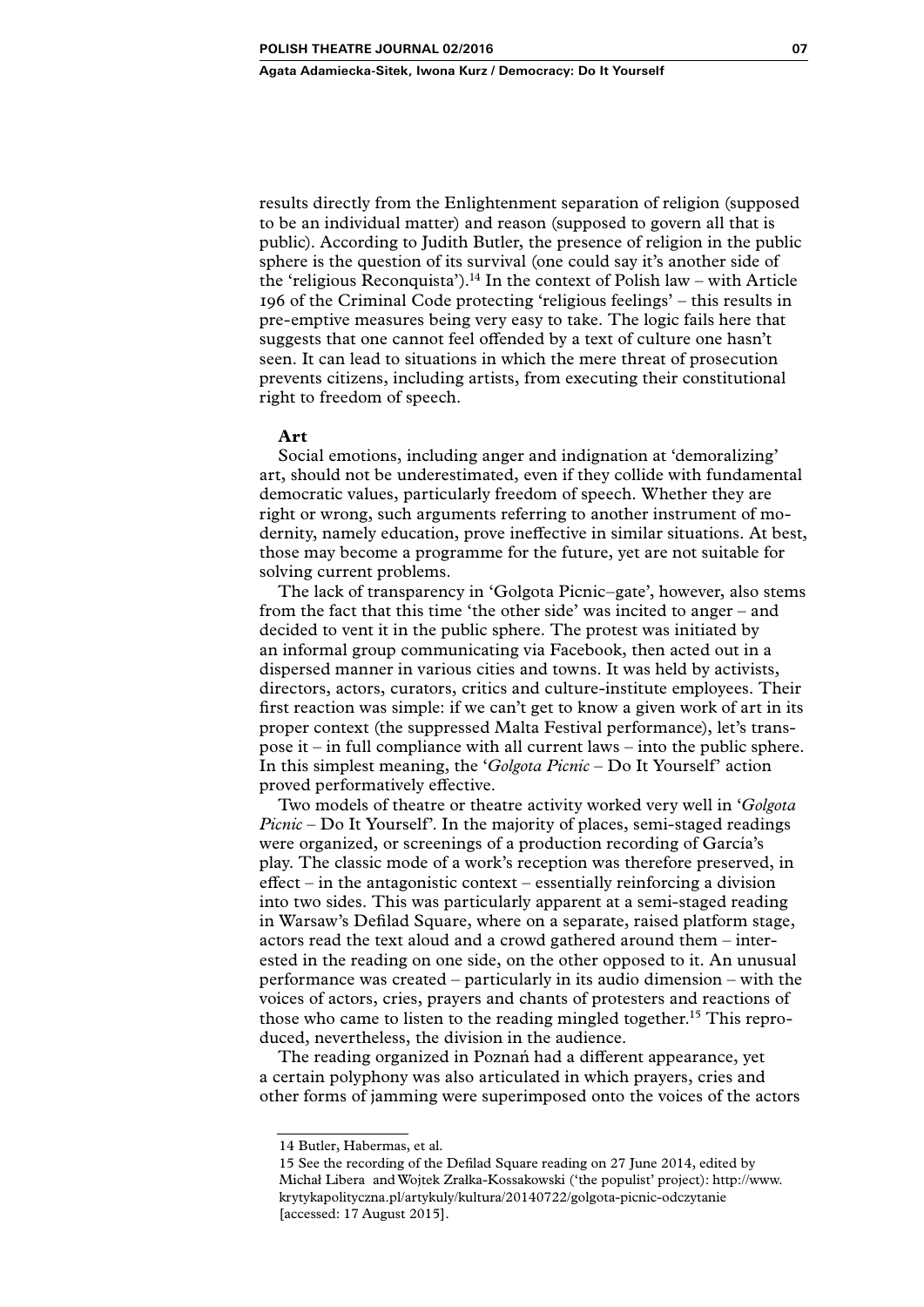results directly from the Enlightenment separation of religion (supposed to be an individual matter) and reason (supposed to govern all that is public). According to Judith Butler, the presence of religion in the public sphere is the question of its survival (one could say it's another side of the 'religious Reconquista').[14] In the context of Polish law – with Article 196 of the Criminal Code protecting 'religious feelings' – this results in pre-emptive measures being very easy to take. The logic fails here that suggests that one cannot feel offended by a text of culture one hasn't seen. It can lead to situations in which the mere threat of prosecution prevents citizens, including artists, from executing their constitutional right to freedom of speech.

**Art**

Social emotions, including anger and indignation at 'demoralizing' art, should not be underestimated, even if they collide with fundamental democratic values, particularly freedom of speech. Whether they are right or wrong, such arguments referring to another instrument of modernity, namely education, prove ineffective in similar situations. At best, those may become a programme for the future, yet are not suitable for solving current problems.

The lack of transparency in 'Golgota Picnic–gate', however, also stems from the fact that this time 'the other side' was incited to anger – and decided to vent it in the public sphere. The protest was initiated by an informal group communicating via Facebook, then acted out in a dispersed manner in various cities and towns. It was held by activists, directors, actors, curators, critics and culture-institute employees. Their first reaction was simple: if we can't get to know a given work of art in its proper context (the suppressed Malta Festival performance), let's transpose it – in full compliance with all current laws – into the public sphere. In this simplest meaning, the '*Golgota Picnic* – Do It Yourself' action proved performatively effective.

Two models of theatre or theatre activity worked very well in '*Golgota Picnic* – Do It Yourself'. In the majority of places, semi-staged readings were organized, or screenings of a production recording of García's play. The classic mode of a work's reception was therefore preserved, in effect – in the antagonistic context – essentially reinforcing a division into two sides. This was particularly apparent at a semi-staged reading in Warsaw's Defilad Square, where on a separate, raised platform stage, actors read the text aloud and a crowd gathered around them – interested in the reading on one side, on the other opposed to it. An unusual performance was created – particularly in its audio dimension – with the voices of actors, cries, prayers and chants of protesters and reactions of those who came to listen to the reading mingled together.[15] This reproduced, nevertheless, the division in the audience.

The reading organized in Poznań had a different appearance, yet a certain polyphony was also articulated in which prayers, cries and other forms of jamming were superimposed onto the voices of the actors

---

14 Butler, Habermas, et al.

15 See the recording of the Defilad Square reading on 27 June 2014, edited by Michał Libera and Wojtek Zrałka-Kossakowski ('the populist' project): http://www.krytykapolityczna.pl/artykuly/kultura/20140722/golgota-picnic-odczytanie [accessed: 17 August 2015].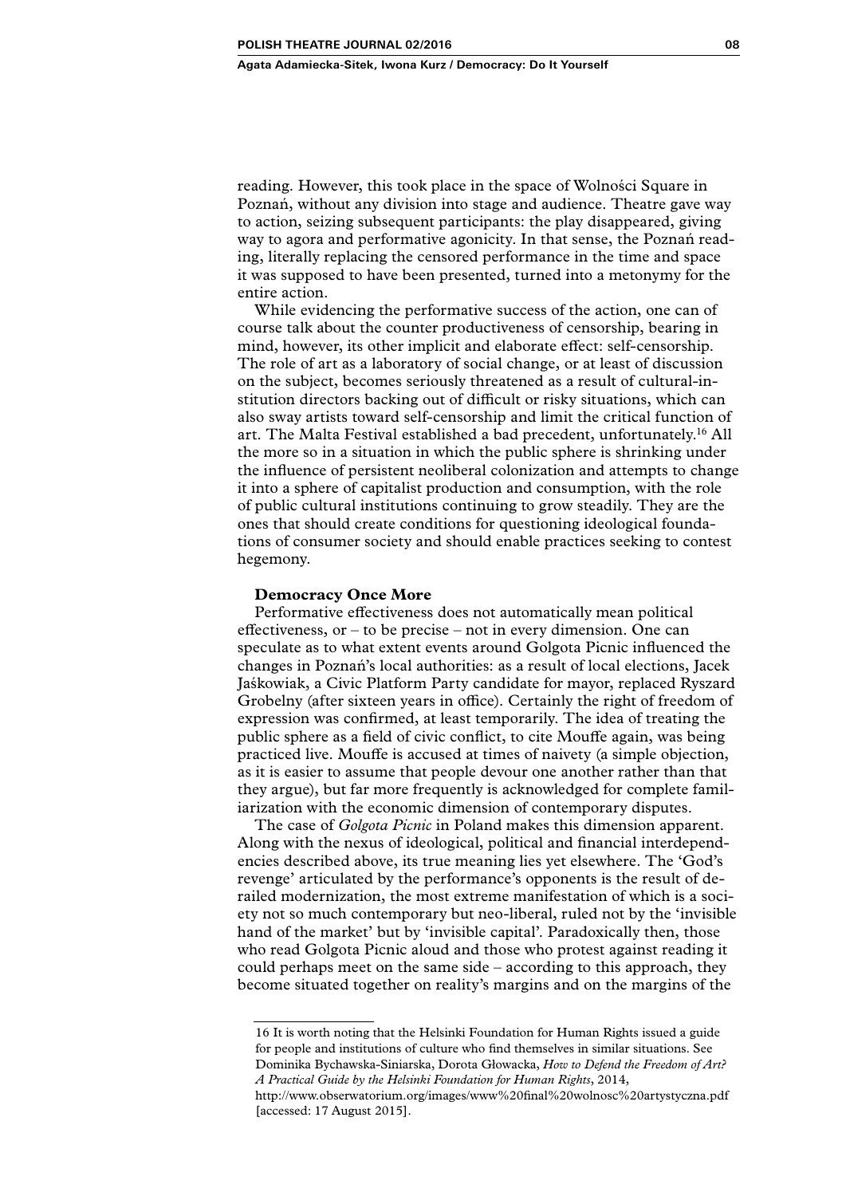reading. However, this took place in the space of Wolności Square in Poznań, without any division into stage and audience. Theatre gave way to action, seizing subsequent participants: the play disappeared, giving way to agora and performative agonicity. In that sense, the Poznań reading, literally replacing the censored performance in the time and space it was supposed to have been presented, turned into a metonymy for the entire action.

While evidencing the performative success of the action, one can of course talk about the counter productiveness of censorship, bearing in mind, however, its other implicit and elaborate effect: self-censorship. The role of art as a laboratory of social change, or at least of discussion on the subject, becomes seriously threatened as a result of cultural-institution directors backing out of difficult or risky situations, which can also sway artists toward self-censorship and limit the critical function of art. The Malta Festival established a bad precedent, unfortunately.[16] All the more so in a situation in which the public sphere is shrinking under the influence of persistent neoliberal colonization and attempts to change it into a sphere of capitalist production and consumption, with the role of public cultural institutions continuing to grow steadily. They are the ones that should create conditions for questioning ideological foundations of consumer society and should enable practices seeking to contest hegemony.

**Democracy Once More**

Performative effectiveness does not automatically mean political effectiveness, or – to be precise – not in every dimension. One can speculate as to what extent events around Golgota Picnic influenced the changes in Poznań's local authorities: as a result of local elections, Jacek Jaśkowiak, a Civic Platform Party candidate for mayor, replaced Ryszard Grobelny (after sixteen years in office). Certainly the right of freedom of expression was confirmed, at least temporarily. The idea of treating the public sphere as a field of civic conflict, to cite Mouffe again, was being practiced live. Mouffe is accused at times of naivety (a simple objection, as it is easier to assume that people devour one another rather than that they argue), but far more frequently is acknowledged for complete familiarization with the economic dimension of contemporary disputes.

The case of *Golgota Picnic* in Poland makes this dimension apparent. Along with the nexus of ideological, political and financial interdependencies described above, its true meaning lies yet elsewhere. The 'God's revenge' articulated by the performance's opponents is the result of derailed modernization, the most extreme manifestation of which is a society not so much contemporary but neo-liberal, ruled not by the 'invisible hand of the market' but by 'invisible capital'. Paradoxically then, those who read Golgota Picnic aloud and those who protest against reading it could perhaps meet on the same side – according to this approach, they become situated together on reality's margins and on the margins of the

---

16 It is worth noting that the Helsinki Foundation for Human Rights issued a guide for people and institutions of culture who find themselves in similar situations. See Dominika Bychawska-Siniarska, Dorota Głowacka, *How to Defend the Freedom of Art? A Practical Guide by the Helsinki Foundation for Human Rights*, 2014, http://www.obserwatorium.org/images/www%20final%20wolnosc%20artystyczna.pdf [accessed: 17 August 2015].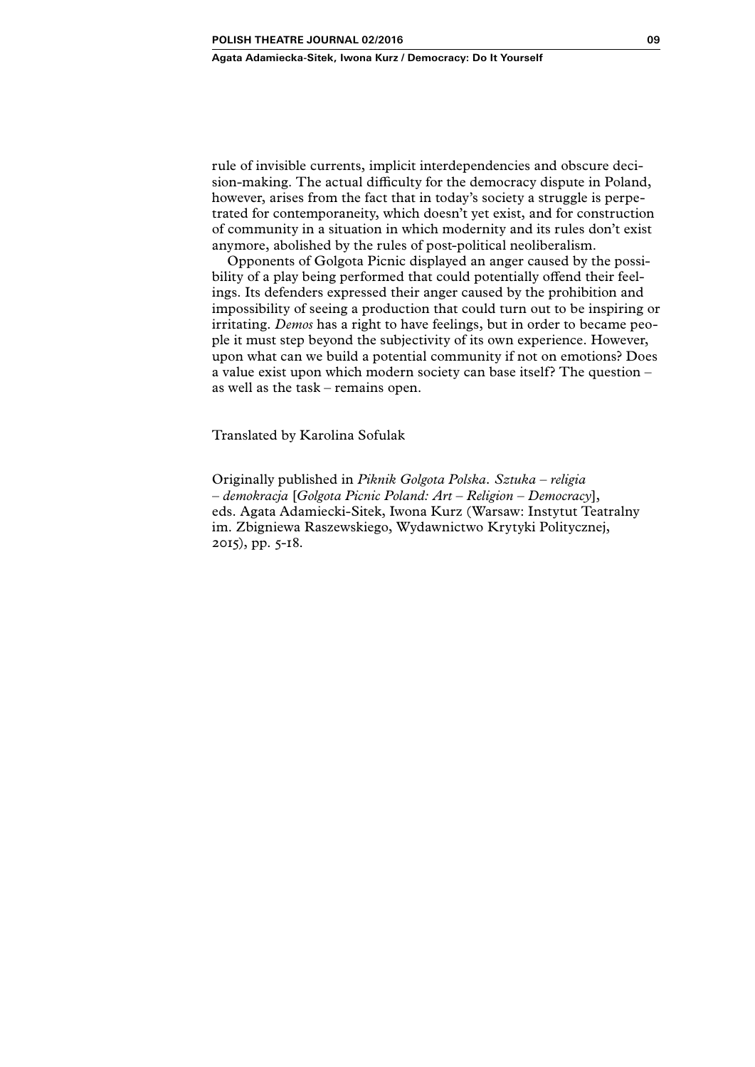rule of invisible currents, implicit interdependencies and obscure decision-making. The actual difficulty for the democracy dispute in Poland, however, arises from the fact that in today's society a struggle is perpetrated for contemporaneity, which doesn't yet exist, and for construction of community in a situation in which modernity and its rules don't exist anymore, abolished by the rules of post-political neoliberalism.

Opponents of Golgota Picnic displayed an anger caused by the possibility of a play being performed that could potentially offend their feelings. Its defenders expressed their anger caused by the prohibition and impossibility of seeing a production that could turn out to be inspiring or irritating. *Demos* has a right to have feelings, but in order to became people it must step beyond the subjectivity of its own experience. However, upon what can we build a potential community if not on emotions? Does a value exist upon which modern society can base itself? The question – as well as the task – remains open.

Translated by Karolina Sofulak

Originally published in *Piknik Golgota Polska. Sztuka – religia – demokracja* [*Golgota Picnic Poland: Art – Religion – Democracy*], eds. Agata Adamiecki-Sitek, Iwona Kurz (Warsaw: Instytut Teatralny im. Zbigniewa Raszewskiego, Wydawnictwo Krytyki Politycznej, 2015), pp. 5-18.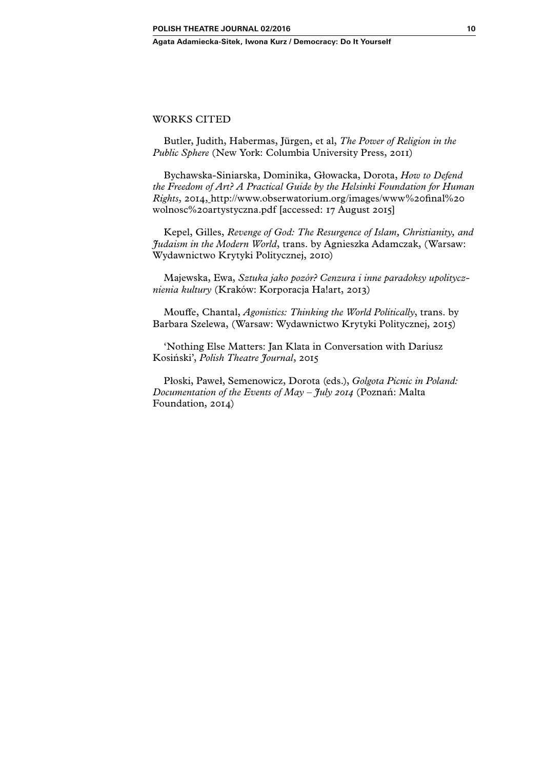## WORKS CITED

Butler, Judith, Habermas, Jürgen, et al, *The Power of Religion in the Public Sphere* (New York: Columbia University Press, 2011)

Bychawska-Siniarska, Dominika, Głowacka, Dorota, *How to Defend the Freedom of Art? A Practical Guide by the Helsinki Foundation for Human Rights*, 2014, http://www.obserwatorium.org/images/www%20final%20wolnosc%20artystyczna.pdf [accessed: 17 August 2015]

Kepel, Gilles, *Revenge of God: The Resurgence of Islam, Christianity, and Judaism in the Modern World*, trans. by Agnieszka Adamczak, (Warsaw: Wydawnictwo Krytyki Politycznej, 2010)

Majewska, Ewa, *Sztuka jako pozór? Cenzura i inne paradoksy upolitycznienia kultury* (Kraków: Korporacja Ha!art, 2013)

Mouffe, Chantal, *Agonistics: Thinking the World Politically*, trans. by Barbara Szelewa, (Warsaw: Wydawnictwo Krytyki Politycznej, 2015)

'Nothing Else Matters: Jan Klata in Conversation with Dariusz Kosiński', *Polish Theatre Journal*, 2015

Płoski, Paweł, Semenowicz, Dorota (eds.), *Golgota Picnic in Poland: Documentation of the Events of May – July 2014* (Poznań: Malta Foundation, 2014)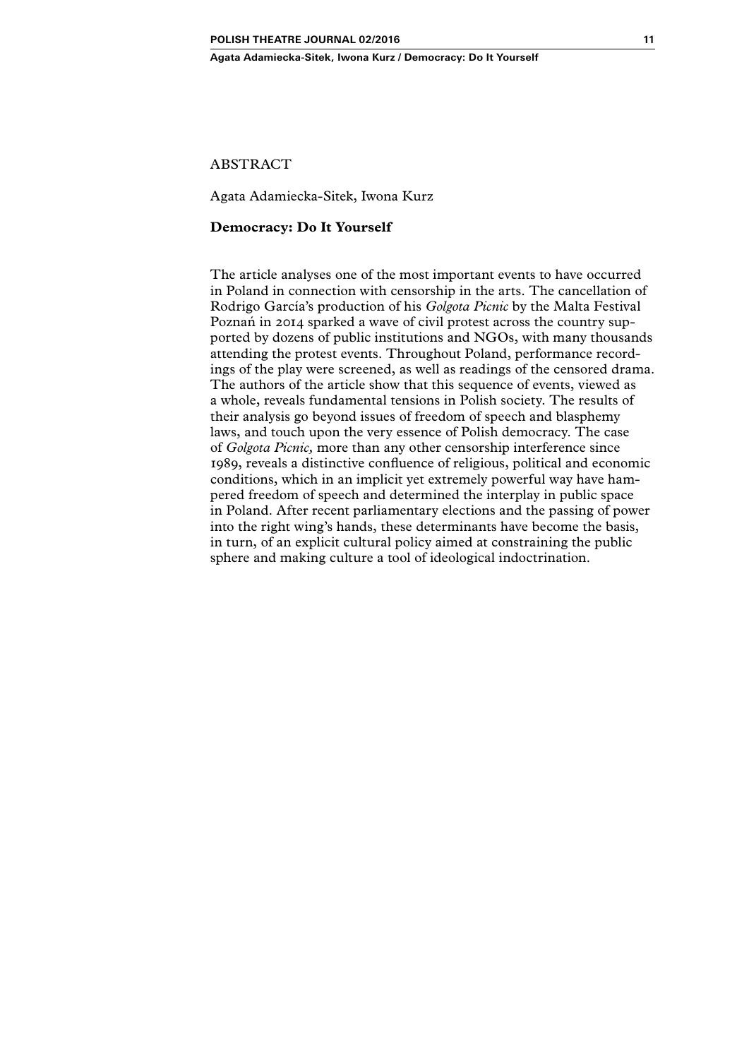ABSTRACT

Agata Adamiecka-Sitek, Iwona Kurz

**Democracy: Do It Yourself**

The article analyses one of the most important events to have occurred in Poland in connection with censorship in the arts. The cancellation of Rodrigo García's production of his *Golgota Picnic* by the Malta Festival Poznań in 2014 sparked a wave of civil protest across the country supported by dozens of public institutions and NGOs, with many thousands attending the protest events. Throughout Poland, performance recordings of the play were screened, as well as readings of the censored drama. The authors of the article show that this sequence of events, viewed as a whole, reveals fundamental tensions in Polish society. The results of their analysis go beyond issues of freedom of speech and blasphemy laws, and touch upon the very essence of Polish democracy. The case of *Golgota Picnic,* more than any other censorship interference since 1989, reveals a distinctive confluence of religious, political and economic conditions, which in an implicit yet extremely powerful way have hampered freedom of speech and determined the interplay in public space in Poland. After recent parliamentary elections and the passing of power into the right wing's hands, these determinants have become the basis, in turn, of an explicit cultural policy aimed at constraining the public sphere and making culture a tool of ideological indoctrination.